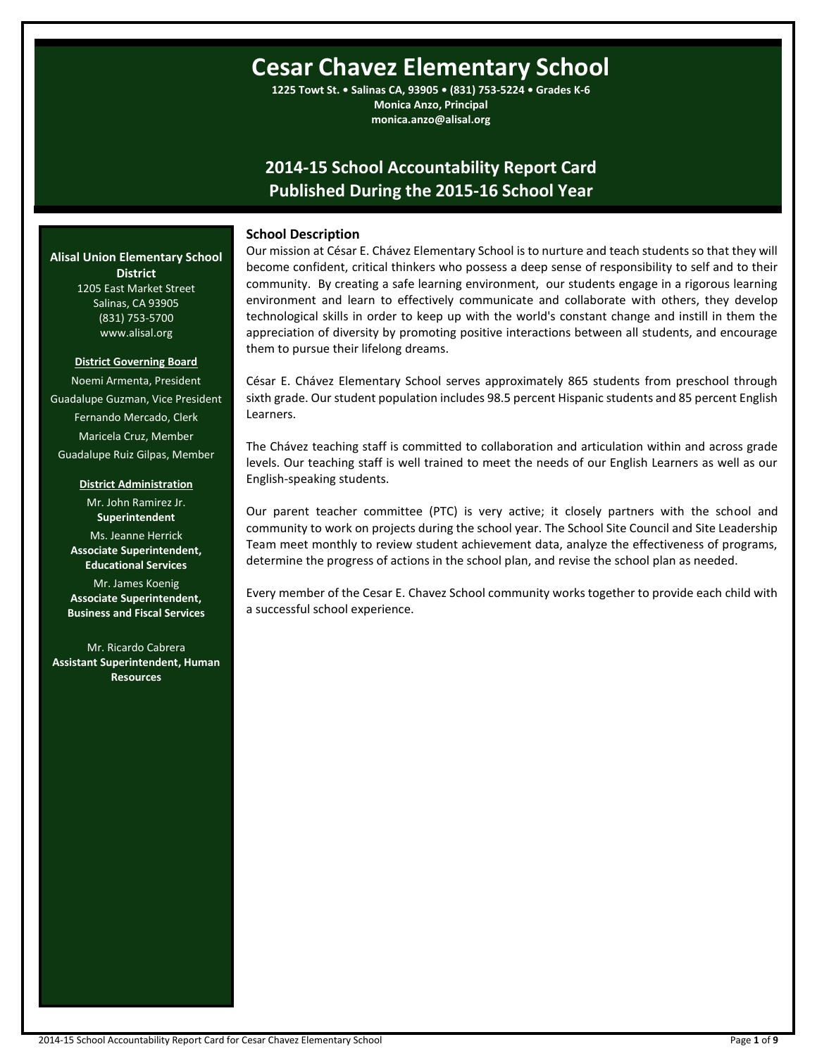# Cesar Chavez Elementary School

**1225 Towt St. • Salinas CA, 93905 • (831) 753-5224 • Grades K-6**
**Monica Anzo, Principal**
**monica.anzo@alisal.org**

## 2014-15 School Accountability Report Card
## Published During the 2015-16 School Year

**Alisal Union Elementary School District**
1205 East Market Street
Salinas, CA 93905
(831) 753-5700
www.alisal.org

**District Governing Board**

Noemi Armenta, President
Guadalupe Guzman, Vice President
Fernando Mercado, Clerk
Maricela Cruz, Member
Guadalupe Ruiz Gilpas, Member

**District Administration**

Mr. John Ramirez Jr.
**Superintendent**

Ms. Jeanne Herrick
**Associate Superintendent, Educational Services**

Mr. James Koenig
**Associate Superintendent, Business and Fiscal Services**

Mr. Ricardo Cabrera
**Assistant Superintendent, Human Resources**

### School Description

Our mission at César E. Chávez Elementary School is to nurture and teach students so that they will become confident, critical thinkers who possess a deep sense of responsibility to self and to their community. By creating a safe learning environment, our students engage in a rigorous learning environment and learn to effectively communicate and collaborate with others, they develop technological skills in order to keep up with the world's constant change and instill in them the appreciation of diversity by promoting positive interactions between all students, and encourage them to pursue their lifelong dreams.

César E. Chávez Elementary School serves approximately 865 students from preschool through sixth grade. Our student population includes 98.5 percent Hispanic students and 85 percent English Learners.

The Chávez teaching staff is committed to collaboration and articulation within and across grade levels. Our teaching staff is well trained to meet the needs of our English Learners as well as our English-speaking students.

Our parent teacher committee (PTC) is very active; it closely partners with the school and community to work on projects during the school year. The School Site Council and Site Leadership Team meet monthly to review student achievement data, analyze the effectiveness of programs, determine the progress of actions in the school plan, and revise the school plan as needed.

Every member of the Cesar E. Chavez School community works together to provide each child with a successful school experience.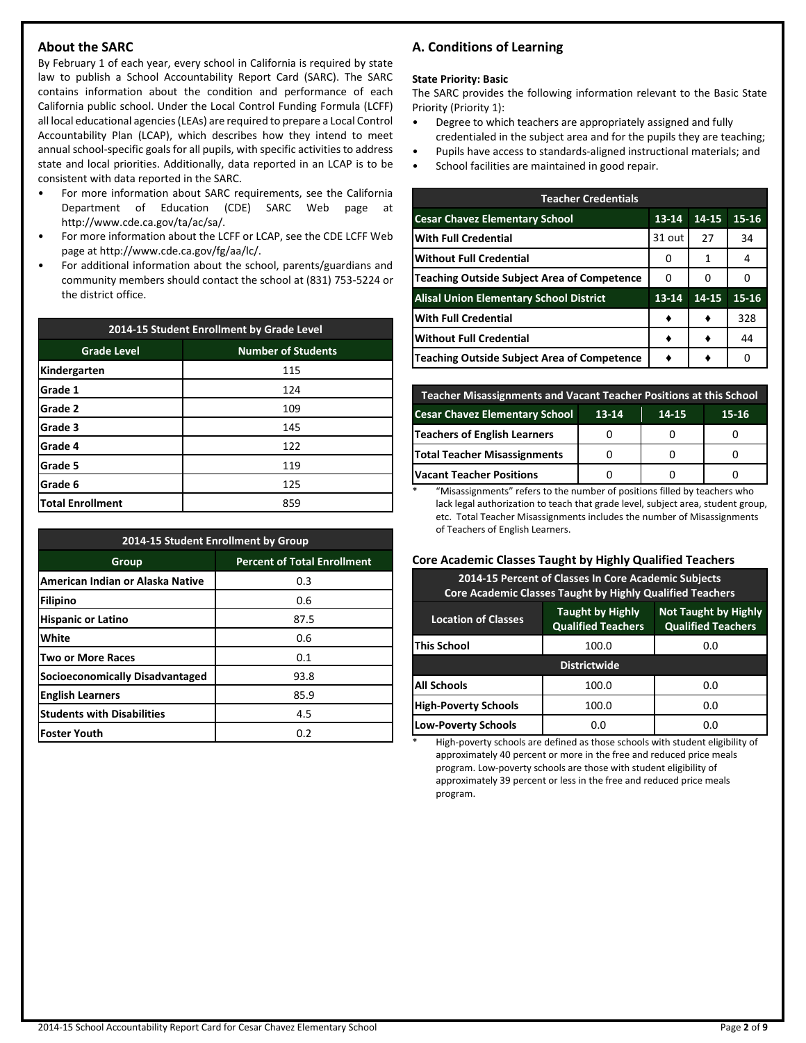## About the SARC

By February 1 of each year, every school in California is required by state law to publish a School Accountability Report Card (SARC). The SARC contains information about the condition and performance of each California public school. Under the Local Control Funding Formula (LCFF) all local educational agencies (LEAs) are required to prepare a Local Control Accountability Plan (LCAP), which describes how they intend to meet annual school-specific goals for all pupils, with specific activities to address state and local priorities. Additionally, data reported in an LCAP is to be consistent with data reported in the SARC.

- For more information about SARC requirements, see the California Department of Education (CDE) SARC Web page at http://www.cde.ca.gov/ta/ac/sa/.
- For more information about the LCFF or LCAP, see the CDE LCFF Web page at http://www.cde.ca.gov/fg/aa/lc/.
- For additional information about the school, parents/guardians and community members should contact the school at (831) 753-5224 or the district office.

| 2014-15 Student Enrollment by Grade Level | |
|---|---|
| **Grade Level** | **Number of Students** |
| Kindergarten | 115 |
| Grade 1 | 124 |
| Grade 2 | 109 |
| Grade 3 | 145 |
| Grade 4 | 122 |
| Grade 5 | 119 |
| Grade 6 | 125 |
| Total Enrollment | 859 |

| 2014-15 Student Enrollment by Group | |
|---|---|
| **Group** | **Percent of Total Enrollment** |
| American Indian or Alaska Native | 0.3 |
| Filipino | 0.6 |
| Hispanic or Latino | 87.5 |
| White | 0.6 |
| Two or More Races | 0.1 |
| Socioeconomically Disadvantaged | 93.8 |
| English Learners | 85.9 |
| Students with Disabilities | 4.5 |
| Foster Youth | 0.2 |

## A. Conditions of Learning

**State Priority: Basic**

The SARC provides the following information relevant to the Basic State Priority (Priority 1):

- Degree to which teachers are appropriately assigned and fully credentialed in the subject area and for the pupils they are teaching;
- Pupils have access to standards-aligned instructional materials; and
- School facilities are maintained in good repair.

| Teacher Credentials | | | |
|---|---|---|---|
| **Cesar Chavez Elementary School** | **13-14** | **14-15** | **15-16** |
| With Full Credential | 31 out | 27 | 34 |
| Without Full Credential | 0 | 1 | 4 |
| Teaching Outside Subject Area of Competence | 0 | 0 | 0 |
| **Alisal Union Elementary School District** | **13-14** | **14-15** | **15-16** |
| With Full Credential | ♦ | ♦ | 328 |
| Without Full Credential | ♦ | ♦ | 44 |
| Teaching Outside Subject Area of Competence | ♦ | ♦ | 0 |

| Teacher Misassignments and Vacant Teacher Positions at this School | | | |
|---|---|---|---|
| **Cesar Chavez Elementary School** | **13-14** | **14-15** | **15-16** |
| Teachers of English Learners | 0 | 0 | 0 |
| Total Teacher Misassignments | 0 | 0 | 0 |
| Vacant Teacher Positions | 0 | 0 | 0 |

\* "Misassignments" refers to the number of positions filled by teachers who lack legal authorization to teach that grade level, subject area, student group, etc. Total Teacher Misassignments includes the number of Misassignments of Teachers of English Learners.

### Core Academic Classes Taught by Highly Qualified Teachers

| 2014-15 Percent of Classes In Core Academic Subjects Core Academic Classes Taught by Highly Qualified Teachers | | |
|---|---|---|
| **Location of Classes** | **Taught by Highly Qualified Teachers** | **Not Taught by Highly Qualified Teachers** |
| This School | 100.0 | 0.0 |
| **Districtwide** | | |
| All Schools | 100.0 | 0.0 |
| High-Poverty Schools | 100.0 | 0.0 |
| Low-Poverty Schools | 0.0 | 0.0 |

\* High-poverty schools are defined as those schools with student eligibility of approximately 40 percent or more in the free and reduced price meals program. Low-poverty schools are those with student eligibility of approximately 39 percent or less in the free and reduced price meals program.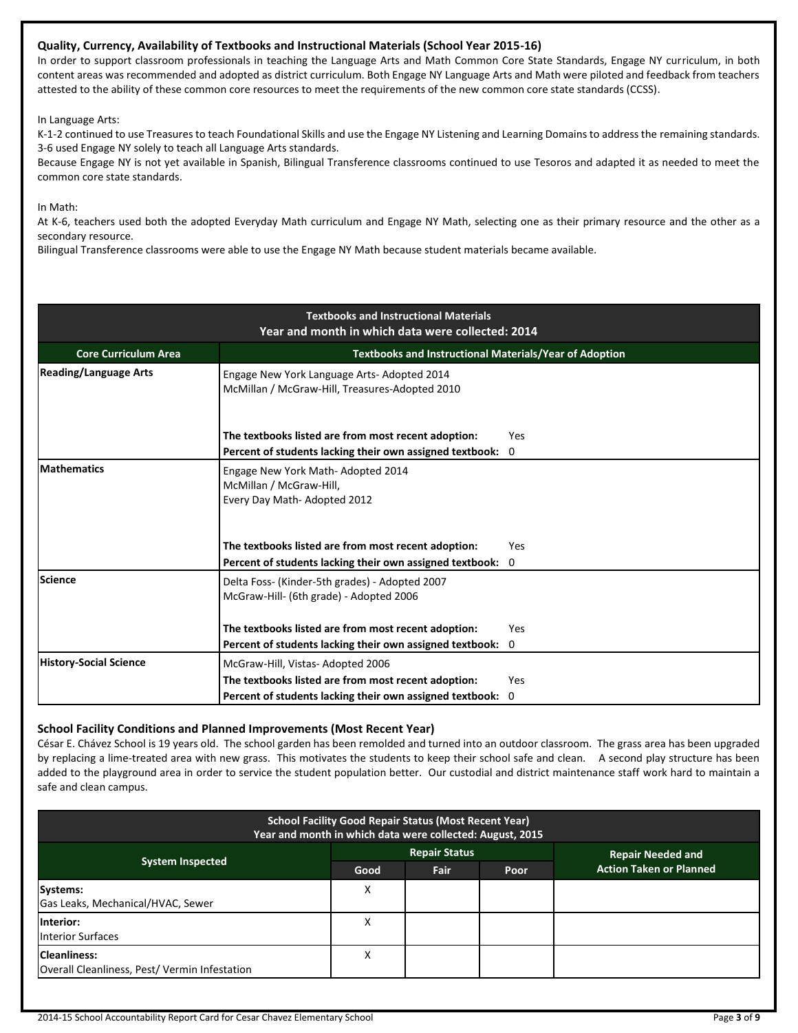### Quality, Currency, Availability of Textbooks and Instructional Materials (School Year 2015-16)

In order to support classroom professionals in teaching the Language Arts and Math Common Core State Standards, Engage NY curriculum, in both content areas was recommended and adopted as district curriculum. Both Engage NY Language Arts and Math were piloted and feedback from teachers attested to the ability of these common core resources to meet the requirements of the new common core state standards (CCSS).

In Language Arts:

K-1-2 continued to use Treasures to teach Foundational Skills and use the Engage NY Listening and Learning Domains to address the remaining standards. 3-6 used Engage NY solely to teach all Language Arts standards.

Because Engage NY is not yet available in Spanish, Bilingual Transference classrooms continued to use Tesoros and adapted it as needed to meet the common core state standards.

In Math:

At K-6, teachers used both the adopted Everyday Math curriculum and Engage NY Math, selecting one as their primary resource and the other as a secondary resource.

Bilingual Transference classrooms were able to use the Engage NY Math because student materials became available.

**Textbooks and Instructional Materials**
**Year and month in which data were collected: 2014**

| Core Curriculum Area | Textbooks and Instructional Materials/Year of Adoption |
|---|---|
| **Reading/Language Arts** | Engage New York Language Arts- Adopted 2014<br>McMillan / McGraw-Hill, Treasures-Adopted 2010<br><br>**The textbooks listed are from most recent adoption:** Yes<br>**Percent of students lacking their own assigned textbook:** 0 |
| **Mathematics** | Engage New York Math- Adopted 2014<br>McMillan / McGraw-Hill,<br>Every Day Math- Adopted 2012<br><br>**The textbooks listed are from most recent adoption:** Yes<br>**Percent of students lacking their own assigned textbook:** 0 |
| **Science** | Delta Foss- (Kinder-5th grades) - Adopted 2007<br>McGraw-Hill- (6th grade) - Adopted 2006<br><br>**The textbooks listed are from most recent adoption:** Yes<br>**Percent of students lacking their own assigned textbook:** 0 |
| **History-Social Science** | McGraw-Hill, Vistas- Adopted 2006<br>**The textbooks listed are from most recent adoption:** Yes<br>**Percent of students lacking their own assigned textbook:** 0 |

### School Facility Conditions and Planned Improvements (Most Recent Year)

César E. Chávez School is 19 years old. The school garden has been remolded and turned into an outdoor classroom. The grass area has been upgraded by replacing a lime-treated area with new grass. This motivates the students to keep their school safe and clean. A second play structure has been added to the playground area in order to service the student population better. Our custodial and district maintenance staff work hard to maintain a safe and clean campus.

**School Facility Good Repair Status (Most Recent Year)**
**Year and month in which data were collected: August, 2015**

| System Inspected | Repair Status | | | Repair Needed and Action Taken or Planned |
|---|---|---|---|---|
| | Good | Fair | Poor | |
| **Systems:**<br>Gas Leaks, Mechanical/HVAC, Sewer | X | | | |
| **Interior:**<br>Interior Surfaces | X | | | |
| **Cleanliness:**<br>Overall Cleanliness, Pest/ Vermin Infestation | X | | | |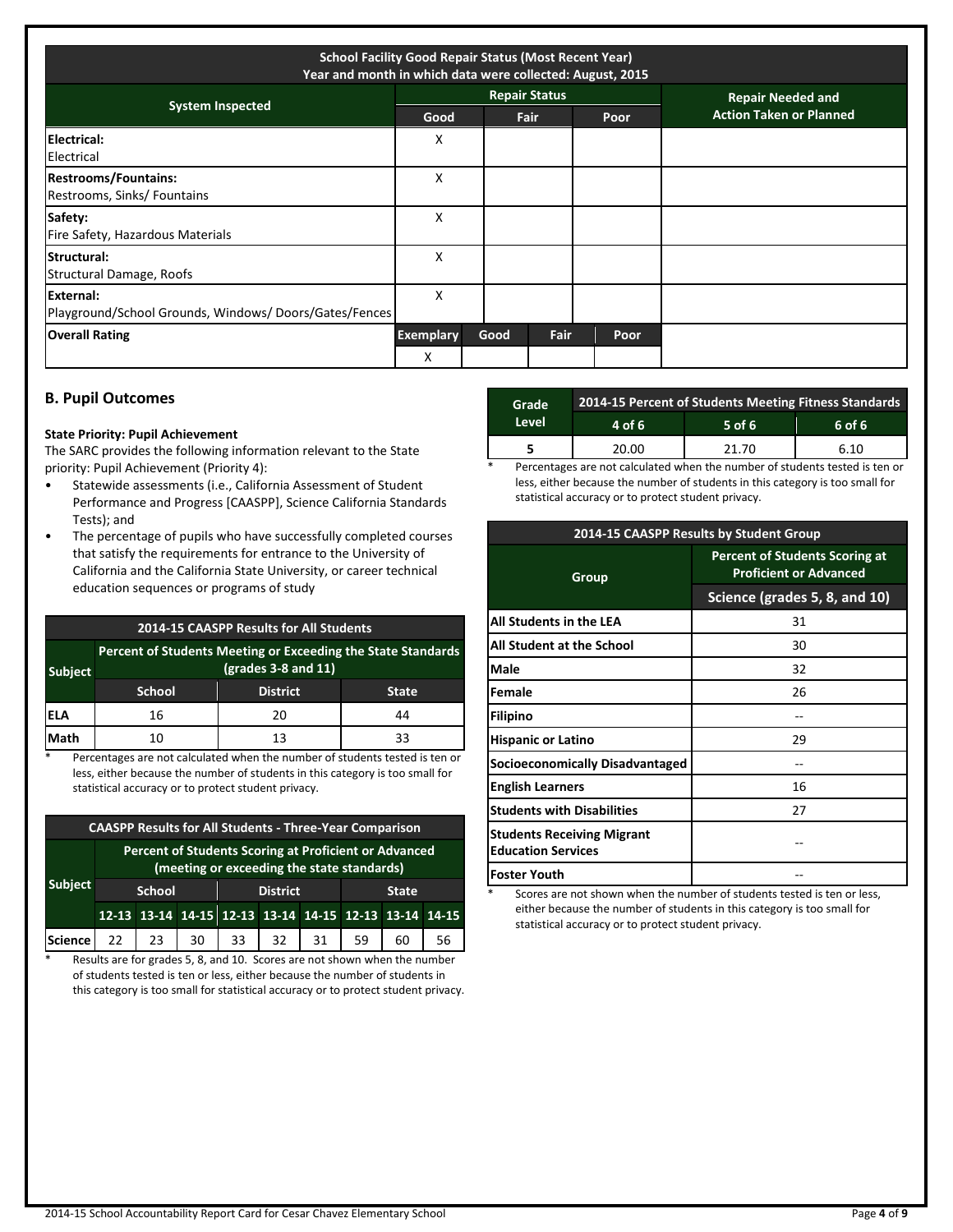| School Facility Good Repair Status (Most Recent Year) Year and month in which data were collected: August, 2015 | | | | |
|---|---|---|---|---|
| System Inspected | Repair Status | | | Repair Needed and Action Taken or Planned |
| | Good | Fair | Poor | |
| **Electrical:** Electrical | X | | | |
| **Restrooms/Fountains:** Restrooms, Sinks/ Fountains | X | | | |
| **Safety:** Fire Safety, Hazardous Materials | X | | | |
| **Structural:** Structural Damage, Roofs | X | | | |
| **External:** Playground/School Grounds, Windows/ Doors/Gates/Fences | X | | | |

| Overall Rating | Exemplary | Good | Fair | Poor |
|---|---|---|---|---|
| | X | | | |

## B. Pupil Outcomes

**State Priority: Pupil Achievement**

The SARC provides the following information relevant to the State priority: Pupil Achievement (Priority 4):

- Statewide assessments (i.e., California Assessment of Student Performance and Progress [CAASPP], Science California Standards Tests); and
- The percentage of pupils who have successfully completed courses that satisfy the requirements for entrance to the University of California and the California State University, or career technical education sequences or programs of study

| 2014-15 CAASPP Results for All Students | | | |
|---|---|---|---|
| Subject | Percent of Students Meeting or Exceeding the State Standards (grades 3-8 and 11) | | |
| | School | District | State |
| ELA | 16 | 20 | 44 |
| Math | 10 | 13 | 33 |

\* Percentages are not calculated when the number of students tested is ten or less, either because the number of students in this category is too small for statistical accuracy or to protect student privacy.

| CAASPP Results for All Students - Three-Year Comparison | | | | | | | | | |
|---|---|---|---|---|---|---|---|---|---|
| Subject | Percent of Students Scoring at Proficient or Advanced (meeting or exceeding the state standards) | | | | | | | | |
| | School | | | District | | | State | | |
| | 12-13 | 13-14 | 14-15 | 12-13 | 13-14 | 14-15 | 12-13 | 13-14 | 14-15 |
| Science | 22 | 23 | 30 | 33 | 32 | 31 | 59 | 60 | 56 |

\* Results are for grades 5, 8, and 10. Scores are not shown when the number of students tested is ten or less, either because the number of students in this category is too small for statistical accuracy or to protect student privacy.

| Grade Level | 2014-15 Percent of Students Meeting Fitness Standards | | |
|---|---|---|---|
| | 4 of 6 | 5 of 6 | 6 of 6 |
| 5 | 20.00 | 21.70 | 6.10 |

\* Percentages are not calculated when the number of students tested is ten or less, either because the number of students in this category is too small for statistical accuracy or to protect student privacy.

| 2014-15 CAASPP Results by Student Group | |
|---|---|
| Group | Percent of Students Scoring at Proficient or Advanced |
| | Science (grades 5, 8, and 10) |
| All Students in the LEA | 31 |
| All Student at the School | 30 |
| Male | 32 |
| Female | 26 |
| Filipino | -- |
| Hispanic or Latino | 29 |
| Socioeconomically Disadvantaged | -- |
| English Learners | 16 |
| Students with Disabilities | 27 |
| Students Receiving Migrant Education Services | -- |
| Foster Youth | -- |

\* Scores are not shown when the number of students tested is ten or less, either because the number of students in this category is too small for statistical accuracy or to protect student privacy.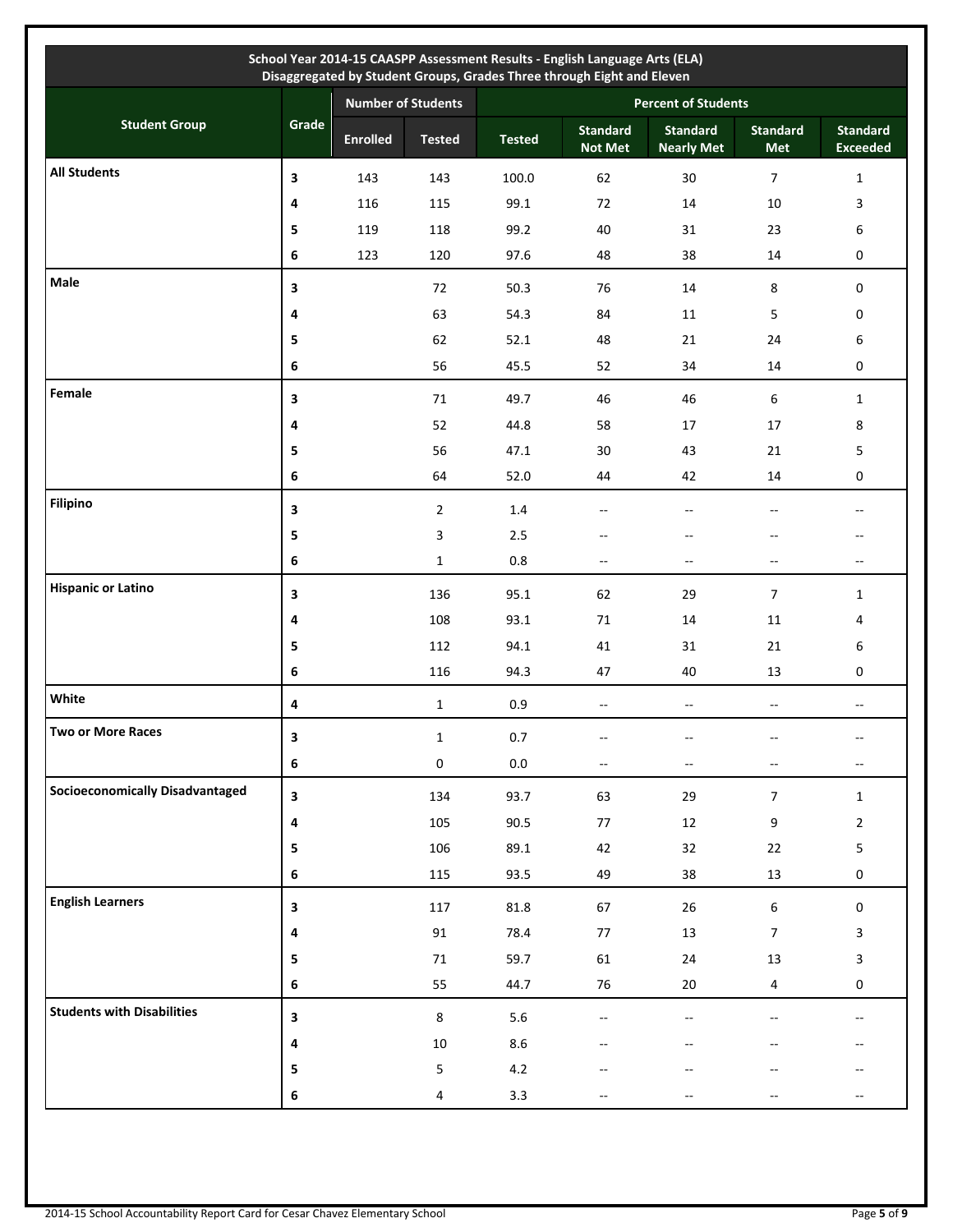| School Year 2014-15 CAASPP Assessment Results - English Language Arts (ELA) Disaggregated by Student Groups, Grades Three through Eight and Eleven | | | | | | | | |
|---|---|---|---|---|---|---|---|---|
| Student Group | Grade | Number of Students | | Percent of Students | | | | |
| | | Enrolled | Tested | Tested | Standard Not Met | Standard Nearly Met | Standard Met | Standard Exceeded |
| **All Students** | 3 | 143 | 143 | 100.0 | 62 | 30 | 7 | 1 |
| | 4 | 116 | 115 | 99.1 | 72 | 14 | 10 | 3 |
| | 5 | 119 | 118 | 99.2 | 40 | 31 | 23 | 6 |
| | 6 | 123 | 120 | 97.6 | 48 | 38 | 14 | 0 |
| **Male** | 3 | | 72 | 50.3 | 76 | 14 | 8 | 0 |
| | 4 | | 63 | 54.3 | 84 | 11 | 5 | 0 |
| | 5 | | 62 | 52.1 | 48 | 21 | 24 | 6 |
| | 6 | | 56 | 45.5 | 52 | 34 | 14 | 0 |
| **Female** | 3 | | 71 | 49.7 | 46 | 46 | 6 | 1 |
| | 4 | | 52 | 44.8 | 58 | 17 | 17 | 8 |
| | 5 | | 56 | 47.1 | 30 | 43 | 21 | 5 |
| | 6 | | 64 | 52.0 | 44 | 42 | 14 | 0 |
| **Filipino** | 3 | | 2 | 1.4 | -- | -- | -- | -- |
| | 5 | | 3 | 2.5 | -- | -- | -- | -- |
| | 6 | | 1 | 0.8 | -- | -- | -- | -- |
| **Hispanic or Latino** | 3 | | 136 | 95.1 | 62 | 29 | 7 | 1 |
| | 4 | | 108 | 93.1 | 71 | 14 | 11 | 4 |
| | 5 | | 112 | 94.1 | 41 | 31 | 21 | 6 |
| | 6 | | 116 | 94.3 | 47 | 40 | 13 | 0 |
| **White** | 4 | | 1 | 0.9 | -- | -- | -- | -- |
| **Two or More Races** | 3 | | 1 | 0.7 | -- | -- | -- | -- |
| | 6 | | 0 | 0.0 | -- | -- | -- | -- |
| **Socioeconomically Disadvantaged** | 3 | | 134 | 93.7 | 63 | 29 | 7 | 1 |
| | 4 | | 105 | 90.5 | 77 | 12 | 9 | 2 |
| | 5 | | 106 | 89.1 | 42 | 32 | 22 | 5 |
| | 6 | | 115 | 93.5 | 49 | 38 | 13 | 0 |
| **English Learners** | 3 | | 117 | 81.8 | 67 | 26 | 6 | 0 |
| | 4 | | 91 | 78.4 | 77 | 13 | 7 | 3 |
| | 5 | | 71 | 59.7 | 61 | 24 | 13 | 3 |
| | 6 | | 55 | 44.7 | 76 | 20 | 4 | 0 |
| **Students with Disabilities** | 3 | | 8 | 5.6 | -- | -- | -- | -- |
| | 4 | | 10 | 8.6 | -- | -- | -- | -- |
| | 5 | | 5 | 4.2 | -- | -- | -- | -- |
| | 6 | | 4 | 3.3 | -- | -- | -- | -- |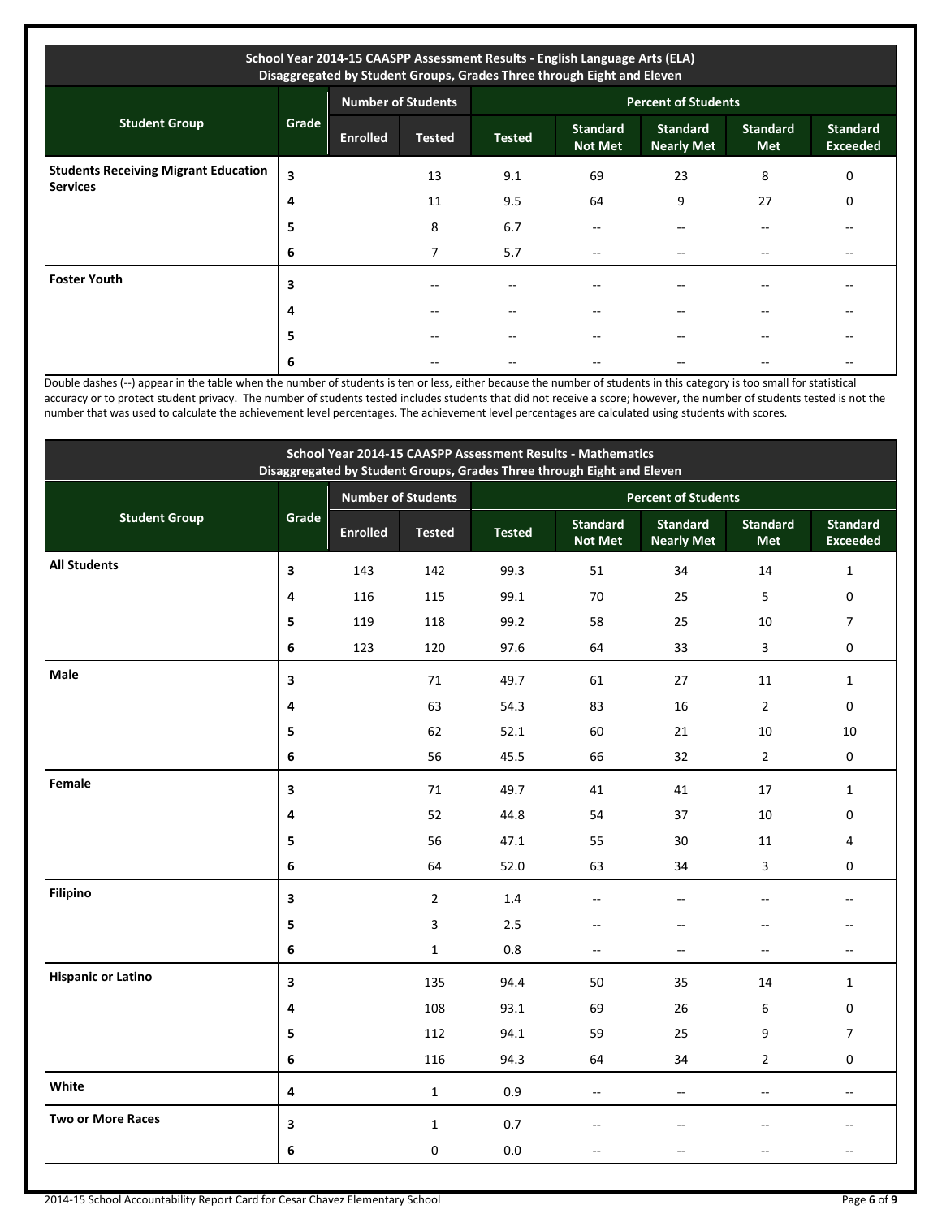| School Year 2014-15 CAASPP Assessment Results - English Language Arts (ELA) Disaggregated by Student Groups, Grades Three through Eight and Eleven | | | | | | | | |
|---|---|---|---|---|---|---|---|---|
| **Student Group** | **Grade** | **Number of Students** | | **Percent of Students** | | | | |
| | | **Enrolled** | **Tested** | **Tested** | **Standard Not Met** | **Standard Nearly Met** | **Standard Met** | **Standard Exceeded** |
| **Students Receiving Migrant Education Services** | **3** | | 13 | 9.1 | 69 | 23 | 8 | 0 |
| | **4** | | 11 | 9.5 | 64 | 9 | 27 | 0 |
| | **5** | | 8 | 6.7 | -- | -- | -- | -- |
| | **6** | | 7 | 5.7 | -- | -- | -- | -- |
| **Foster Youth** | **3** | | -- | -- | -- | -- | -- | -- |
| | **4** | | -- | -- | -- | -- | -- | -- |
| | **5** | | -- | -- | -- | -- | -- | -- |
| | **6** | | -- | -- | -- | -- | -- | -- |

Double dashes (--) appear in the table when the number of students is ten or less, either because the number of students in this category is too small for statistical accuracy or to protect student privacy. The number of students tested includes students that did not receive a score; however, the number of students tested is not the number that was used to calculate the achievement level percentages. The achievement level percentages are calculated using students with scores.

| School Year 2014-15 CAASPP Assessment Results - Mathematics Disaggregated by Student Groups, Grades Three through Eight and Eleven | | | | | | | | |
|---|---|---|---|---|---|---|---|---|
| **Student Group** | **Grade** | **Number of Students** | | **Percent of Students** | | | | |
| | | **Enrolled** | **Tested** | **Tested** | **Standard Not Met** | **Standard Nearly Met** | **Standard Met** | **Standard Exceeded** |
| **All Students** | **3** | 143 | 142 | 99.3 | 51 | 34 | 14 | 1 |
| | **4** | 116 | 115 | 99.1 | 70 | 25 | 5 | 0 |
| | **5** | 119 | 118 | 99.2 | 58 | 25 | 10 | 7 |
| | **6** | 123 | 120 | 97.6 | 64 | 33 | 3 | 0 |
| **Male** | **3** | | 71 | 49.7 | 61 | 27 | 11 | 1 |
| | **4** | | 63 | 54.3 | 83 | 16 | 2 | 0 |
| | **5** | | 62 | 52.1 | 60 | 21 | 10 | 10 |
| | **6** | | 56 | 45.5 | 66 | 32 | 2 | 0 |
| **Female** | **3** | | 71 | 49.7 | 41 | 41 | 17 | 1 |
| | **4** | | 52 | 44.8 | 54 | 37 | 10 | 0 |
| | **5** | | 56 | 47.1 | 55 | 30 | 11 | 4 |
| | **6** | | 64 | 52.0 | 63 | 34 | 3 | 0 |
| **Filipino** | **3** | | 2 | 1.4 | -- | -- | -- | -- |
| | **5** | | 3 | 2.5 | -- | -- | -- | -- |
| | **6** | | 1 | 0.8 | -- | -- | -- | -- |
| **Hispanic or Latino** | **3** | | 135 | 94.4 | 50 | 35 | 14 | 1 |
| | **4** | | 108 | 93.1 | 69 | 26 | 6 | 0 |
| | **5** | | 112 | 94.1 | 59 | 25 | 9 | 7 |
| | **6** | | 116 | 94.3 | 64 | 34 | 2 | 0 |
| **White** | **4** | | 1 | 0.9 | -- | -- | -- | -- |
| **Two or More Races** | **3** | | 1 | 0.7 | -- | -- | -- | -- |
| | **6** | | 0 | 0.0 | -- | -- | -- | -- |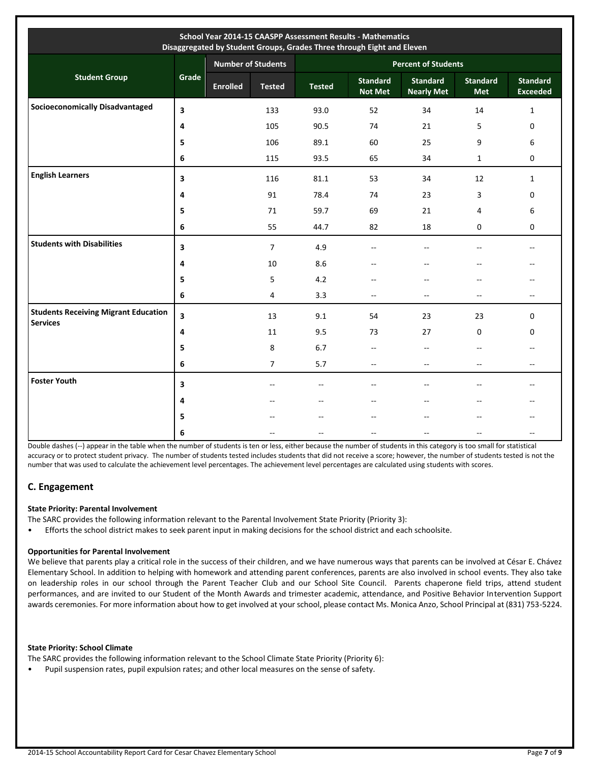| School Year 2014-15 CAASPP Assessment Results - Mathematics<br>Disaggregated by Student Groups, Grades Three through Eight and Eleven | | | | | | | | |
|---|---|---|---|---|---|---|---|---|
| Student Group | Grade | Number of Students | | Percent of Students | | | | |
| | | Enrolled | Tested | Tested | Standard Not Met | Standard Nearly Met | Standard Met | Standard Exceeded |
| **Socioeconomically Disadvantaged** | **3** | | 133 | 93.0 | 52 | 34 | 14 | 1 |
| | **4** | | 105 | 90.5 | 74 | 21 | 5 | 0 |
| | **5** | | 106 | 89.1 | 60 | 25 | 9 | 6 |
| | **6** | | 115 | 93.5 | 65 | 34 | 1 | 0 |
| **English Learners** | **3** | | 116 | 81.1 | 53 | 34 | 12 | 1 |
| | **4** | | 91 | 78.4 | 74 | 23 | 3 | 0 |
| | **5** | | 71 | 59.7 | 69 | 21 | 4 | 6 |
| | **6** | | 55 | 44.7 | 82 | 18 | 0 | 0 |
| **Students with Disabilities** | **3** | | 7 | 4.9 | -- | -- | -- | -- |
| | **4** | | 10 | 8.6 | -- | -- | -- | -- |
| | **5** | | 5 | 4.2 | -- | -- | -- | -- |
| | **6** | | 4 | 3.3 | -- | -- | -- | -- |
| **Students Receiving Migrant Education Services** | **3** | | 13 | 9.1 | 54 | 23 | 23 | 0 |
| | **4** | | 11 | 9.5 | 73 | 27 | 0 | 0 |
| | **5** | | 8 | 6.7 | -- | -- | -- | -- |
| | **6** | | 7 | 5.7 | -- | -- | -- | -- |
| **Foster Youth** | **3** | | -- | -- | -- | -- | -- | -- |
| | **4** | | -- | -- | -- | -- | -- | -- |
| | **5** | | -- | -- | -- | -- | -- | -- |
| | **6** | | -- | -- | -- | -- | -- | -- |

Double dashes (--) appear in the table when the number of students is ten or less, either because the number of students in this category is too small for statistical accuracy or to protect student privacy. The number of students tested includes students that did not receive a score; however, the number of students tested is not the number that was used to calculate the achievement level percentages. The achievement level percentages are calculated using students with scores.

## C. Engagement

**State Priority: Parental Involvement**

The SARC provides the following information relevant to the Parental Involvement State Priority (Priority 3):

- Efforts the school district makes to seek parent input in making decisions for the school district and each schoolsite.

**Opportunities for Parental Involvement**

We believe that parents play a critical role in the success of their children, and we have numerous ways that parents can be involved at César E. Chávez Elementary School. In addition to helping with homework and attending parent conferences, parents are also involved in school events. They also take on leadership roles in our school through the Parent Teacher Club and our School Site Council. Parents chaperone field trips, attend student performances, and are invited to our Student of the Month Awards and trimester academic, attendance, and Positive Behavior Intervention Support awards ceremonies. For more information about how to get involved at your school, please contact Ms. Monica Anzo, School Principal at (831) 753-5224.

**State Priority: School Climate**

The SARC provides the following information relevant to the School Climate State Priority (Priority 6):

- Pupil suspension rates, pupil expulsion rates; and other local measures on the sense of safety.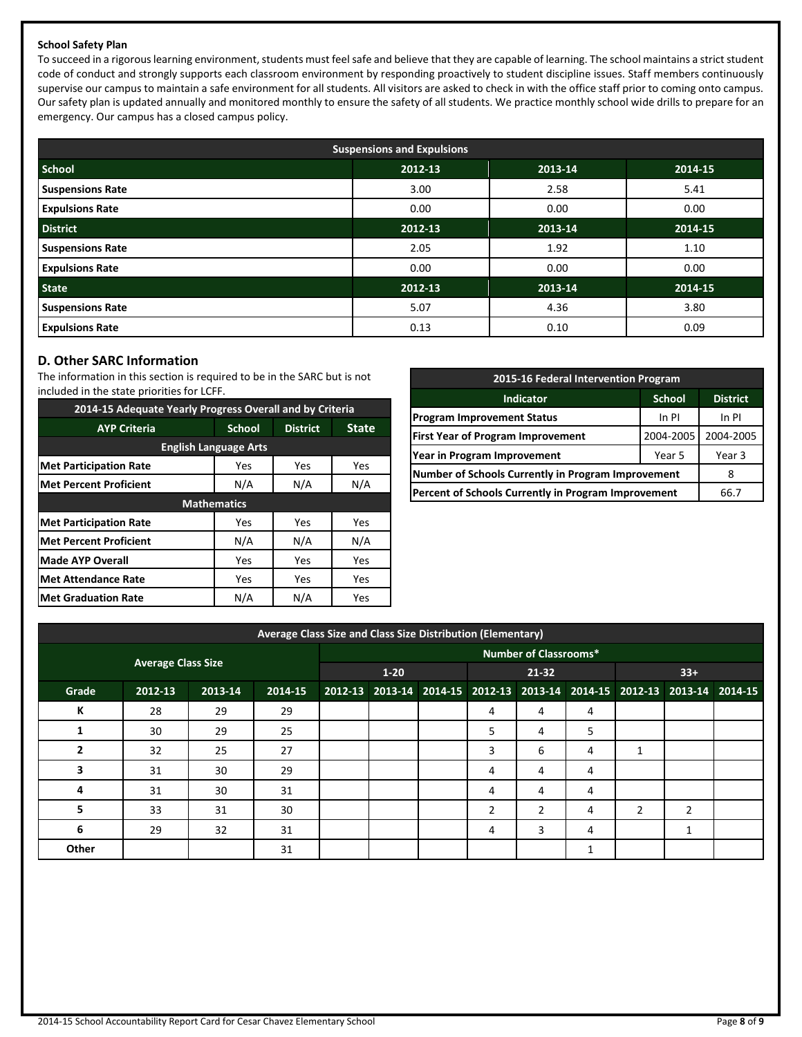**School Safety Plan**

To succeed in a rigorous learning environment, students must feel safe and believe that they are capable of learning. The school maintains a strict student code of conduct and strongly supports each classroom environment by responding proactively to student discipline issues. Staff members continuously supervise our campus to maintain a safe environment for all students. All visitors are asked to check in with the office staff prior to coming onto campus. Our safety plan is updated annually and monitored monthly to ensure the safety of all students. We practice monthly school wide drills to prepare for an emergency. Our campus has a closed campus policy.

| Suspensions and Expulsions | | | |
|---|---|---|---|
| **School** | **2012-13** | **2013-14** | **2014-15** |
| **Suspensions Rate** | 3.00 | 2.58 | 5.41 |
| **Expulsions Rate** | 0.00 | 0.00 | 0.00 |
| **District** | **2012-13** | **2013-14** | **2014-15** |
| **Suspensions Rate** | 2.05 | 1.92 | 1.10 |
| **Expulsions Rate** | 0.00 | 0.00 | 0.00 |
| **State** | **2012-13** | **2013-14** | **2014-15** |
| **Suspensions Rate** | 5.07 | 4.36 | 3.80 |
| **Expulsions Rate** | 0.13 | 0.10 | 0.09 |

## D. Other SARC Information

The information in this section is required to be in the SARC but is not included in the state priorities for LCFF.

| 2014-15 Adequate Yearly Progress Overall and by Criteria | | | |
|---|---|---|---|
| **AYP Criteria** | **School** | **District** | **State** |
| **English Language Arts** | | | |
| **Met Participation Rate** | Yes | Yes | Yes |
| **Met Percent Proficient** | N/A | N/A | N/A |
| **Mathematics** | | | |
| **Met Participation Rate** | Yes | Yes | Yes |
| **Met Percent Proficient** | N/A | N/A | N/A |
| **Made AYP Overall** | Yes | Yes | Yes |
| **Met Attendance Rate** | Yes | Yes | Yes |
| **Met Graduation Rate** | N/A | N/A | Yes |

| 2015-16 Federal Intervention Program | | |
|---|---|---|
| **Indicator** | **School** | **District** |
| **Program Improvement Status** | In PI | In PI |
| **First Year of Program Improvement** | 2004-2005 | 2004-2005 |
| **Year in Program Improvement** | Year 5 | Year 3 |
| **Number of Schools Currently in Program Improvement** | | 8 |
| **Percent of Schools Currently in Program Improvement** | | 66.7 |

| Average Class Size and Class Size Distribution (Elementary) | | | | | | | | | | | | |
|---|---|---|---|---|---|---|---|---|---|---|---|---|
| | Average Class Size | | | Number of Classrooms* | | | | | | | | |
| | | | | 1-20 | | | 21-32 | | | 33+ | | |
| **Grade** | **2012-13** | **2013-14** | **2014-15** | **2012-13** | **2013-14** | **2014-15** | **2012-13** | **2013-14** | **2014-15** | **2012-13** | **2013-14** | **2014-15** |
| **K** | 28 | 29 | 29 | | | | 4 | 4 | 4 | | | |
| **1** | 30 | 29 | 25 | | | | 5 | 4 | 5 | | | |
| **2** | 32 | 25 | 27 | | | | 3 | 6 | 4 | 1 | | |
| **3** | 31 | 30 | 29 | | | | 4 | 4 | 4 | | | |
| **4** | 31 | 30 | 31 | | | | 4 | 4 | 4 | | | |
| **5** | 33 | 31 | 30 | | | | 2 | 2 | 4 | 2 | 2 | |
| **6** | 29 | 32 | 31 | | | | 4 | 3 | 4 | | 1 | |
| **Other** | | | 31 | | | | | | 1 | | | |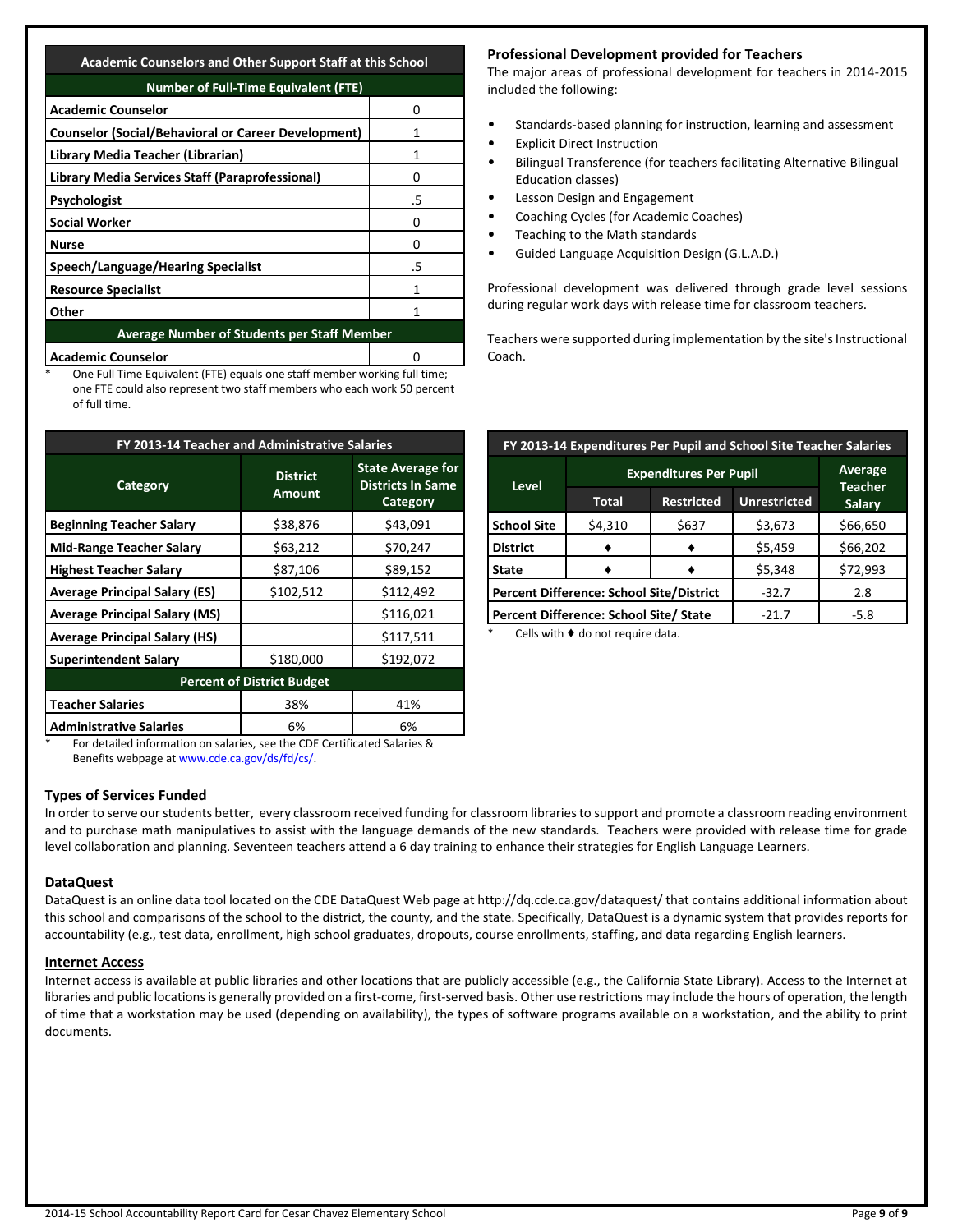| Academic Counselors and Other Support Staff at this School | |
|---|---|
| **Number of Full-Time Equivalent (FTE)** | |
| Academic Counselor | 0 |
| Counselor (Social/Behavioral or Career Development) | 1 |
| Library Media Teacher (Librarian) | 1 |
| Library Media Services Staff (Paraprofessional) | 0 |
| Psychologist | .5 |
| Social Worker | 0 |
| Nurse | 0 |
| Speech/Language/Hearing Specialist | .5 |
| Resource Specialist | 1 |
| Other | 1 |
| **Average Number of Students per Staff Member** | |
| Academic Counselor | 0 |

* One Full Time Equivalent (FTE) equals one staff member working full time; one FTE could also represent two staff members who each work 50 percent of full time.

### Professional Development provided for Teachers

The major areas of professional development for teachers in 2014-2015 included the following:

- Standards-based planning for instruction, learning and assessment
- Explicit Direct Instruction
- Bilingual Transference (for teachers facilitating Alternative Bilingual Education classes)
- Lesson Design and Engagement
- Coaching Cycles (for Academic Coaches)
- Teaching to the Math standards
- Guided Language Acquisition Design (G.L.A.D.)

Professional development was delivered through grade level sessions during regular work days with release time for classroom teachers.

Teachers were supported during implementation by the site's Instructional Coach.

| FY 2013-14 Teacher and Administrative Salaries | | |
|---|---|---|
| **Category** | **District Amount** | **State Average for Districts In Same Category** |
| Beginning Teacher Salary | $38,876 | $43,091 |
| Mid-Range Teacher Salary | $63,212 | $70,247 |
| Highest Teacher Salary | $87,106 | $89,152 |
| Average Principal Salary (ES) | $102,512 | $112,492 |
| Average Principal Salary (MS) | | $116,021 |
| Average Principal Salary (HS) | | $117,511 |
| Superintendent Salary | $180,000 | $192,072 |
| **Percent of District Budget** | | |
| Teacher Salaries | 38% | 41% |
| Administrative Salaries | 6% | 6% |

* For detailed information on salaries, see the CDE Certificated Salaries & Benefits webpage at www.cde.ca.gov/ds/fd/cs/.

| FY 2013-14 Expenditures Per Pupil and School Site Teacher Salaries | | | | |
|---|---|---|---|---|
| **Level** | **Expenditures Per Pupil** | | | **Average Teacher Salary** |
| | **Total** | **Restricted** | **Unrestricted** | |
| School Site | $4,310 | $637 | $3,673 | $66,650 |
| District | ♦ | ♦ | $5,459 | $66,202 |
| State | ♦ | ♦ | $5,348 | $72,993 |
| Percent Difference: School Site/District | | | -32.7 | 2.8 |
| Percent Difference: School Site/ State | | | -21.7 | -5.8 |

* Cells with ♦ do not require data.

### Types of Services Funded

In order to serve our students better, every classroom received funding for classroom libraries to support and promote a classroom reading environment and to purchase math manipulatives to assist with the language demands of the new standards. Teachers were provided with release time for grade level collaboration and planning. Seventeen teachers attend a 6 day training to enhance their strategies for English Language Learners.

### DataQuest

DataQuest is an online data tool located on the CDE DataQuest Web page at http://dq.cde.ca.gov/dataquest/ that contains additional information about this school and comparisons of the school to the district, the county, and the state. Specifically, DataQuest is a dynamic system that provides reports for accountability (e.g., test data, enrollment, high school graduates, dropouts, course enrollments, staffing, and data regarding English learners.

### Internet Access

Internet access is available at public libraries and other locations that are publicly accessible (e.g., the California State Library). Access to the Internet at libraries and public locations is generally provided on a first-come, first-served basis. Other use restrictions may include the hours of operation, the length of time that a workstation may be used (depending on availability), the types of software programs available on a workstation, and the ability to print documents.